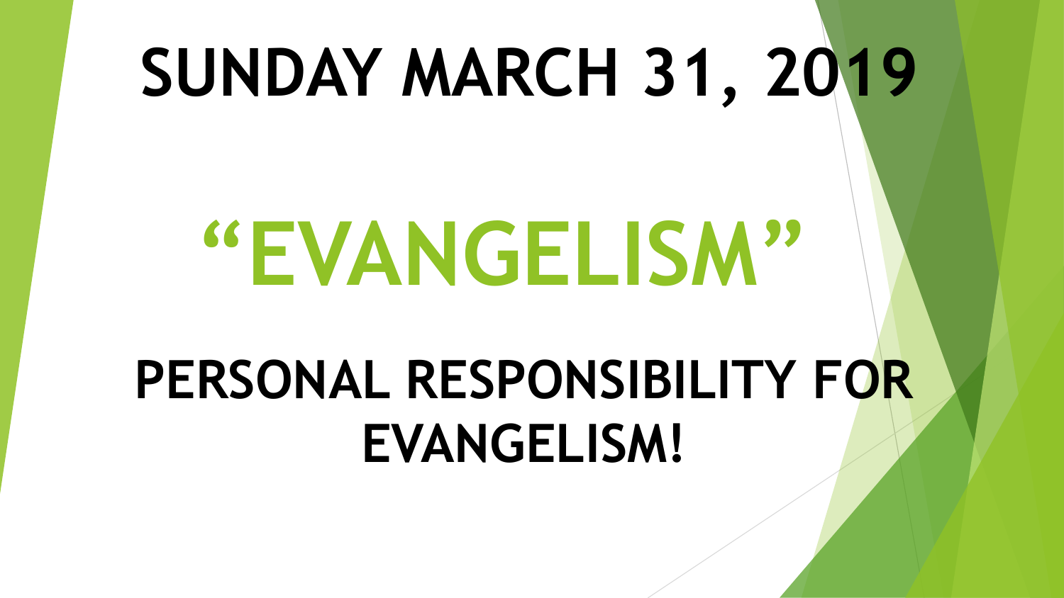# SUNDAY MARCH 31, 2019

# "EVANGELISM"

## PERSONAL RESPONSIBILITY FOR EVANGELISM!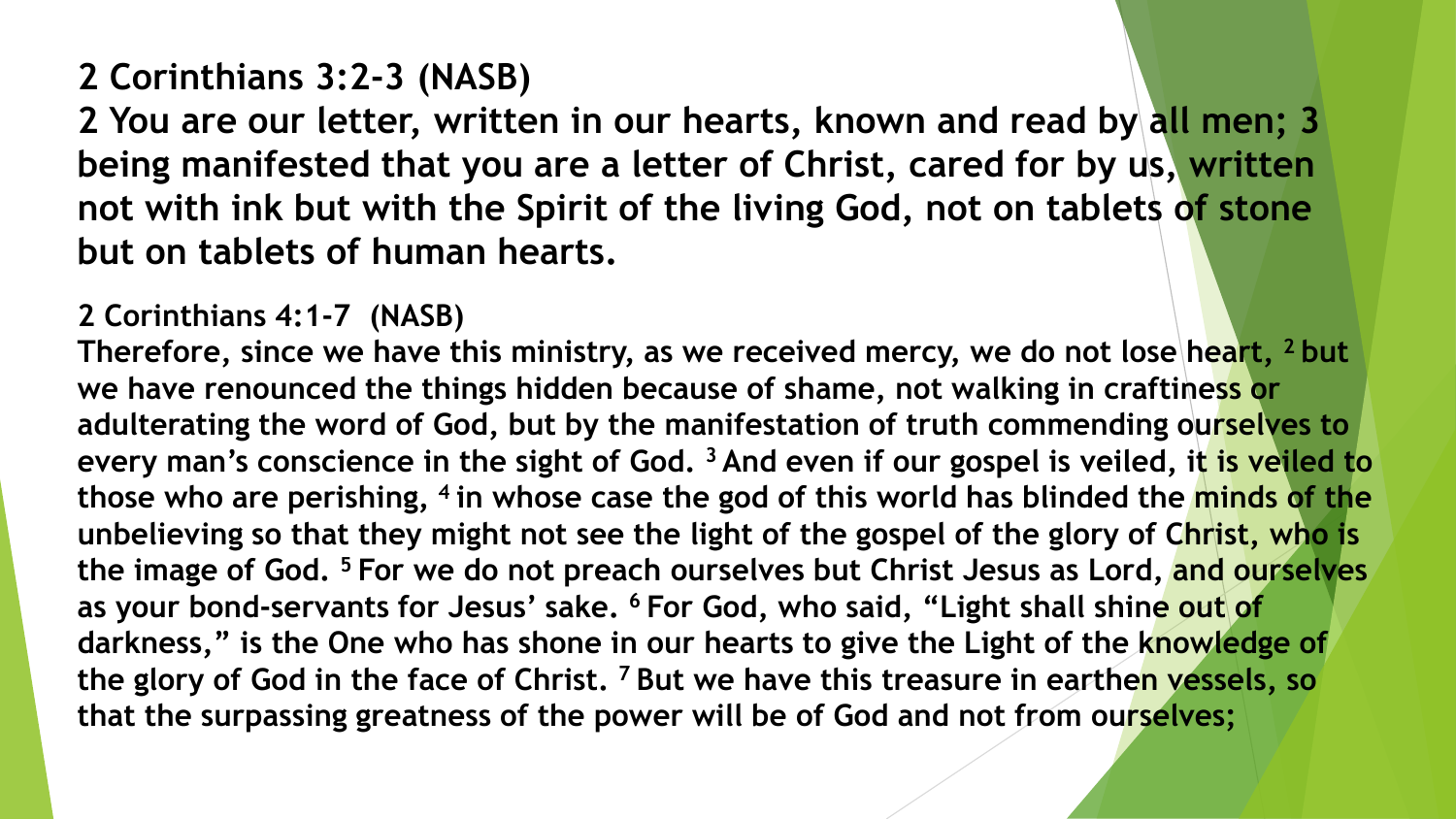**2 Corinthians 3:2-3 (NASB)**

**2 You are our letter, written in our hearts, known and read by all men; 3 being manifested that you are a letter of Christ, cared for by us, written not with ink but with the Spirit of the living God, not on tablets of stone but on tablets of human hearts.**

**2 Corinthians 4:1-7 (NASB)**

**Therefore, since we have this ministry, as we received mercy, we do not lose heart, 2 but we have renounced the things hidden because of shame, not walking in craftiness or adulterating the word of God, but by the manifestation of truth commending ourselves to every man's conscience in the sight of God. 3 And even if our gospel is veiled, it is veiled to those who are perishing, 4 in whose case the god of this world has blinded the minds of the unbelieving so that they might not see the light of the gospel of the glory of Christ, who is the image of God. 5 For we do not preach ourselves but Christ Jesus as Lord, and ourselves as your bond-servants for Jesus' sake. 6 For God, who said, "Light shall shine out of darkness," is the One who has shone in our hearts to give the Light of the knowledge of the glory of God in the face of Christ. 7 But we have this treasure in earthen vessels, so that the surpassing greatness of the power will be of God and not from ourselves;**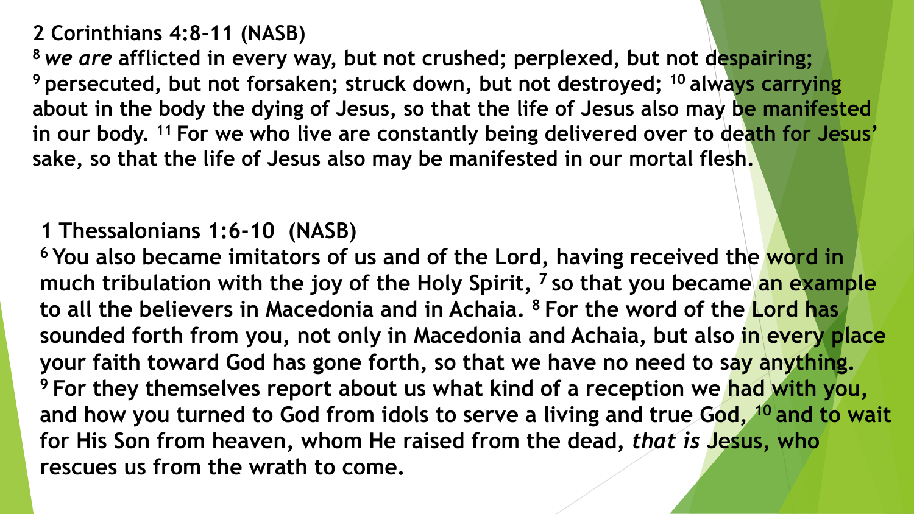**2 Corinthians 4:8-11 (NASB)**

**[8] *we are* afflicted in every way, but not crushed; perplexed, but not despairing; [9] persecuted, but not forsaken; struck down, but not destroyed; [10] always carrying about in the body the dying of Jesus, so that the life of Jesus also may be manifested in our body. [11] For we who live are constantly being delivered over to death for Jesus' sake, so that the life of Jesus also may be manifested in our mortal flesh.**

**1 Thessalonians 1:6-10 (NASB)**

**[6] You also became imitators of us and of the Lord, having received the word in much tribulation with the joy of the Holy Spirit, [7] so that you became an example to all the believers in Macedonia and in Achaia. [8] For the word of the Lord has sounded forth from you, not only in Macedonia and Achaia, but also in every place your faith toward God has gone forth, so that we have no need to say anything. [9] For they themselves report about us what kind of a reception we had with you, and how you turned to God from idols to serve a living and true God, [10] and to wait for His Son from heaven, whom He raised from the dead, *that is* Jesus, who rescues us from the wrath to come.**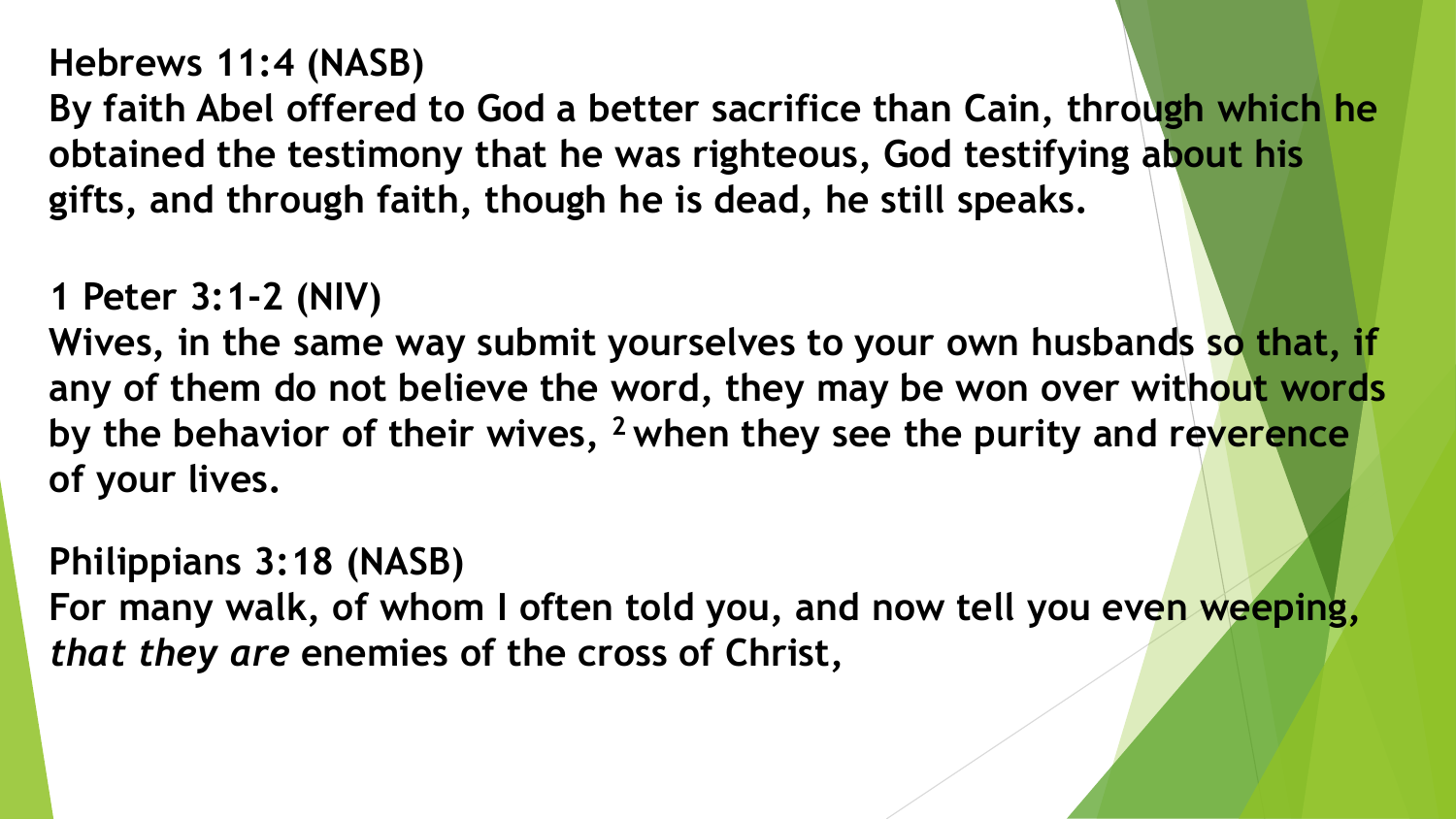**Hebrews 11:4 (NASB)**
**By faith Abel offered to God a better sacrifice than Cain, through which he obtained the testimony that he was righteous, God testifying about his gifts, and through faith, though he is dead, he still speaks.**

**1 Peter 3:1-2 (NIV)**
**Wives, in the same way submit yourselves to your own husbands so that, if any of them do not believe the word, they may be won over without words by the behavior of their wives, [2] when they see the purity and reverence of your lives.**

**Philippians 3:18 (NASB)**
**For many walk, of whom I often told you, and now tell you even weeping, *that they are* enemies of the cross of Christ,**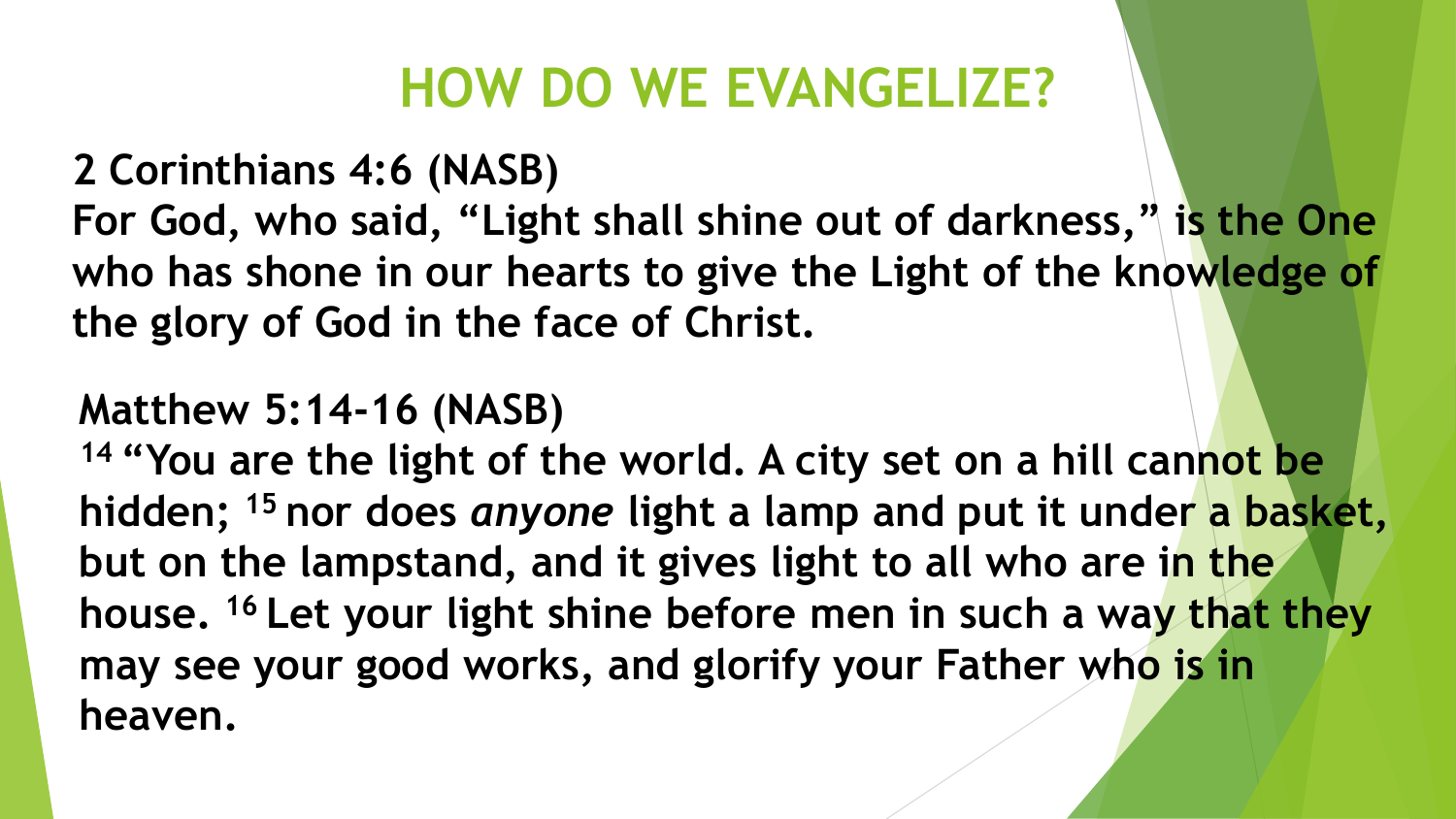# HOW DO WE EVANGELIZE?

**2 Corinthians 4:6 (NASB)**
**For God, who said, "Light shall shine out of darkness," is the One who has shone in our hearts to give the Light of the knowledge of the glory of God in the face of Christ.**

**Matthew 5:14-16 (NASB)**
**[14] "You are the light of the world. A city set on a hill cannot be hidden; [15] nor does *anyone* light a lamp and put it under a basket, but on the lampstand, and it gives light to all who are in the house. [16] Let your light shine before men in such a way that they may see your good works, and glorify your Father who is in heaven.**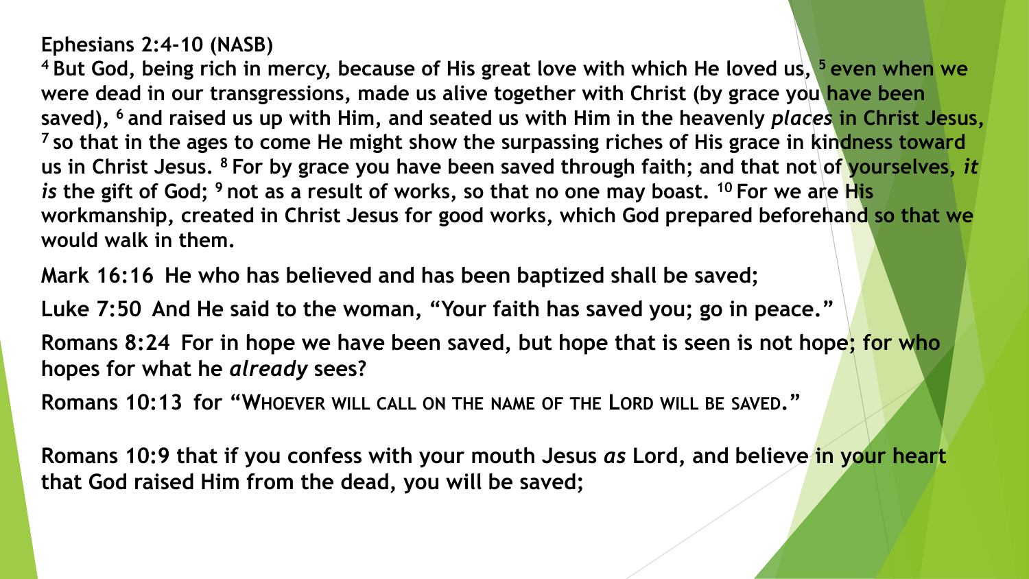**Ephesians 2:4-10 (NASB)**

**[4] But God, being rich in mercy, because of His great love with which He loved us, [5] even when we were dead in our transgressions, made us alive together with Christ (by grace you have been saved), [6] and raised us up with Him, and seated us with Him in the heavenly *places* in Christ Jesus, [7] so that in the ages to come He might show the surpassing riches of His grace in kindness toward us in Christ Jesus. [8] For by grace you have been saved through faith; and that not of yourselves, *it is* the gift of God; [9] not as a result of works, so that no one may boast. [10] For we are His workmanship, created in Christ Jesus for good works, which God prepared beforehand so that we would walk in them.**

**Mark 16:16 He who has believed and has been baptized shall be saved;**

**Luke 7:50 And He said to the woman, "Your faith has saved you; go in peace."**

**Romans 8:24 For in hope we have been saved, but hope that is seen is not hope; for who hopes for what he *already* sees?**

**Romans 10:13 for "WHOEVER WILL CALL ON THE NAME OF THE LORD WILL BE SAVED."**

**Romans 10:9 that if you confess with your mouth Jesus *as* Lord, and believe in your heart that God raised Him from the dead, you will be saved;**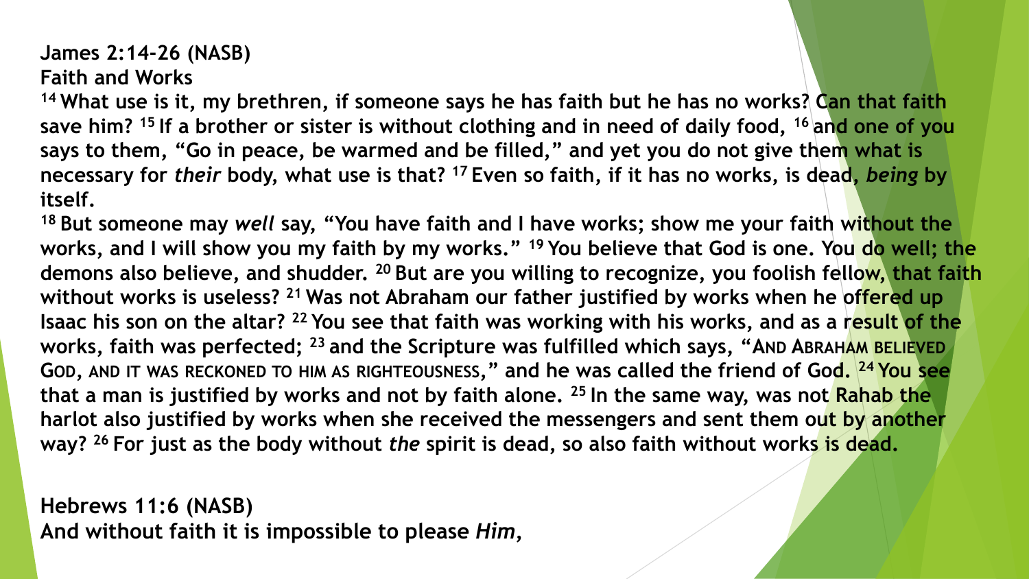**James 2:14-26 (NASB)**
**Faith and Works**

**[14] What use is it, my brethren, if someone says he has faith but he has no works? Can that faith save him? [15] If a brother or sister is without clothing and in need of daily food, [16] and one of you says to them, "Go in peace, be warmed and be filled," and yet you do not give them what is necessary for *their* body, what use is that? [17] Even so faith, if it has no works, is dead, *being* by itself.**

**[18] But someone may *well* say, "You have faith and I have works; show me your faith without the works, and I will show you my faith by my works." [19] You believe that God is one. You do well; the demons also believe, and shudder. [20] But are you willing to recognize, you foolish fellow, that faith without works is useless? [21] Was not Abraham our father justified by works when he offered up Isaac his son on the altar? [22] You see that faith was working with his works, and as a result of the works, faith was perfected; [23] and the Scripture was fulfilled which says, "AND ABRAHAM BELIEVED GOD, AND IT WAS RECKONED TO HIM AS RIGHTEOUSNESS," and he was called the friend of God. [24] You see that a man is justified by works and not by faith alone. [25] In the same way, was not Rahab the harlot also justified by works when she received the messengers and sent them out by another way? [26] For just as the body without *the* spirit is dead, so also faith without works is dead.**

**Hebrews 11:6 (NASB)**
**And without faith it is impossible to please *Him*,**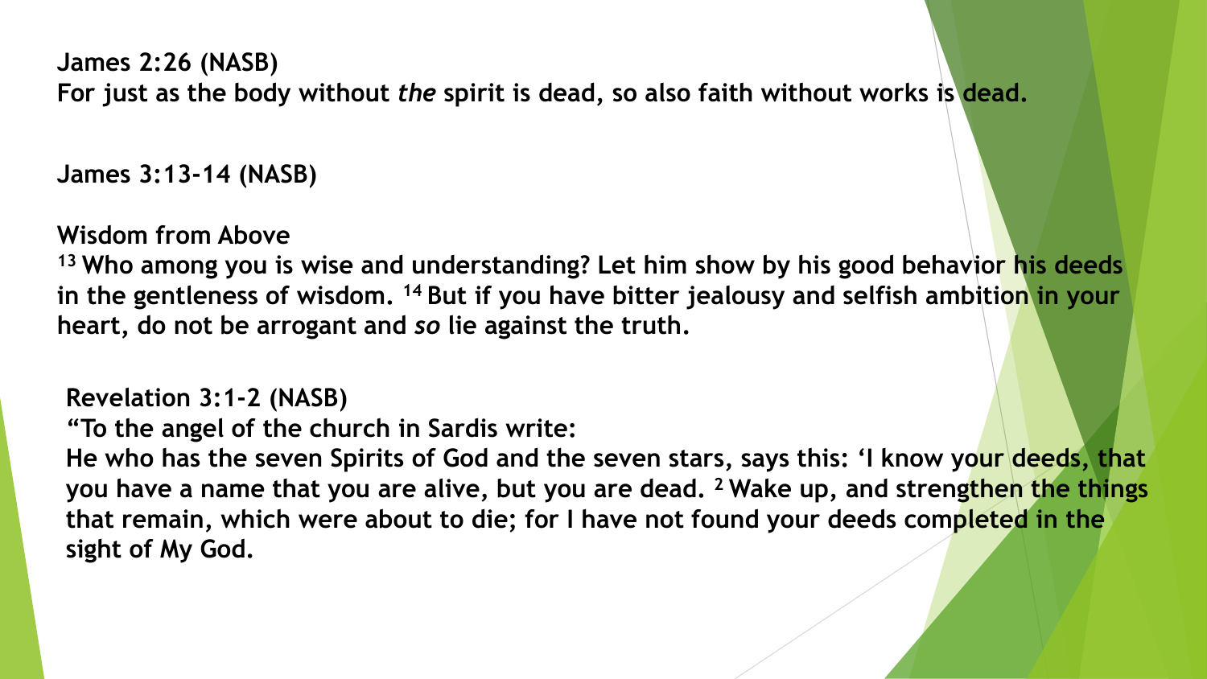**James 2:26 (NASB)**
**For just as the body without *the* spirit is dead, so also faith without works is dead.**

**James 3:13-14 (NASB)**

**Wisdom from Above**
**[13] Who among you is wise and understanding? Let him show by his good behavior his deeds in the gentleness of wisdom. [14] But if you have bitter jealousy and selfish ambition in your heart, do not be arrogant and *so* lie against the truth.**

**Revelation 3:1-2 (NASB)**
**"To the angel of the church in Sardis write:**
**He who has the seven Spirits of God and the seven stars, says this: 'I know your deeds, that you have a name that you are alive, but you are dead. [2] Wake up, and strengthen the things that remain, which were about to die; for I have not found your deeds completed in the sight of My God.**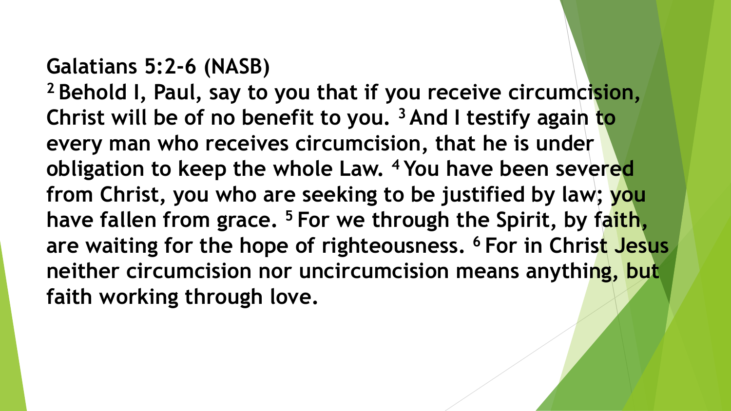**Galatians 5:2-6 (NASB)**

**[2] Behold I, Paul, say to you that if you receive circumcision, Christ will be of no benefit to you. [3] And I testify again to every man who receives circumcision, that he is under obligation to keep the whole Law. [4] You have been severed from Christ, you who are seeking to be justified by law; you have fallen from grace. [5] For we through the Spirit, by faith, are waiting for the hope of righteousness. [6] For in Christ Jesus neither circumcision nor uncircumcision means anything, but faith working through love.**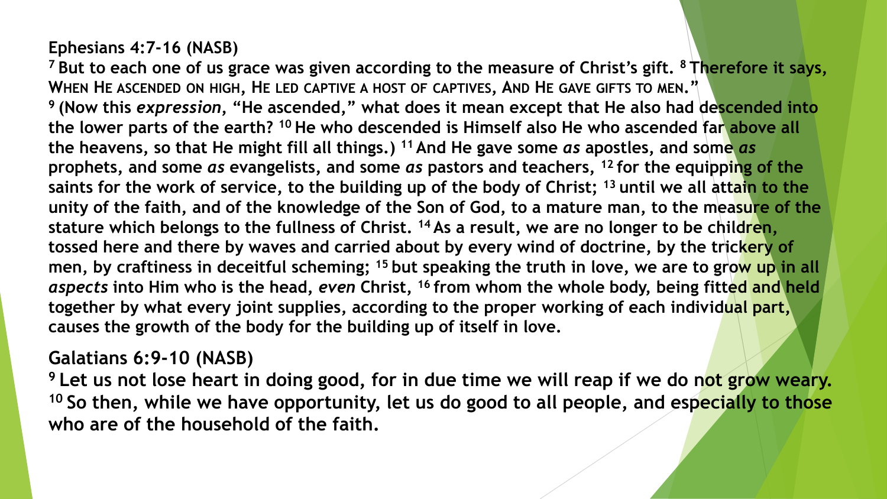**Ephesians 4:7-16 (NASB)**

**[7] But to each one of us grace was given according to the measure of Christ's gift. [8] Therefore it says, WHEN HE ASCENDED ON HIGH, HE LED CAPTIVE A HOST OF CAPTIVES, AND HE GAVE GIFTS TO MEN." [9] (Now this *expression*, "He ascended," what does it mean except that He also had descended into the lower parts of the earth? [10] He who descended is Himself also He who ascended far above all the heavens, so that He might fill all things.) [11] And He gave some *as* apostles, and some *as* prophets, and some *as* evangelists, and some *as* pastors and teachers, [12] for the equipping of the saints for the work of service, to the building up of the body of Christ; [13] until we all attain to the unity of the faith, and of the knowledge of the Son of God, to a mature man, to the measure of the stature which belongs to the fullness of Christ. [14] As a result, we are no longer to be children, tossed here and there by waves and carried about by every wind of doctrine, by the trickery of men, by craftiness in deceitful scheming; [15] but speaking the truth in love, we are to grow up in all *aspects* into Him who is the head, *even* Christ, [16] from whom the whole body, being fitted and held together by what every joint supplies, according to the proper working of each individual part, causes the growth of the body for the building up of itself in love.**

**Galatians 6:9-10 (NASB)**

**[9] Let us not lose heart in doing good, for in due time we will reap if we do not grow weary. [10] So then, while we have opportunity, let us do good to all people, and especially to those who are of the household of the faith.**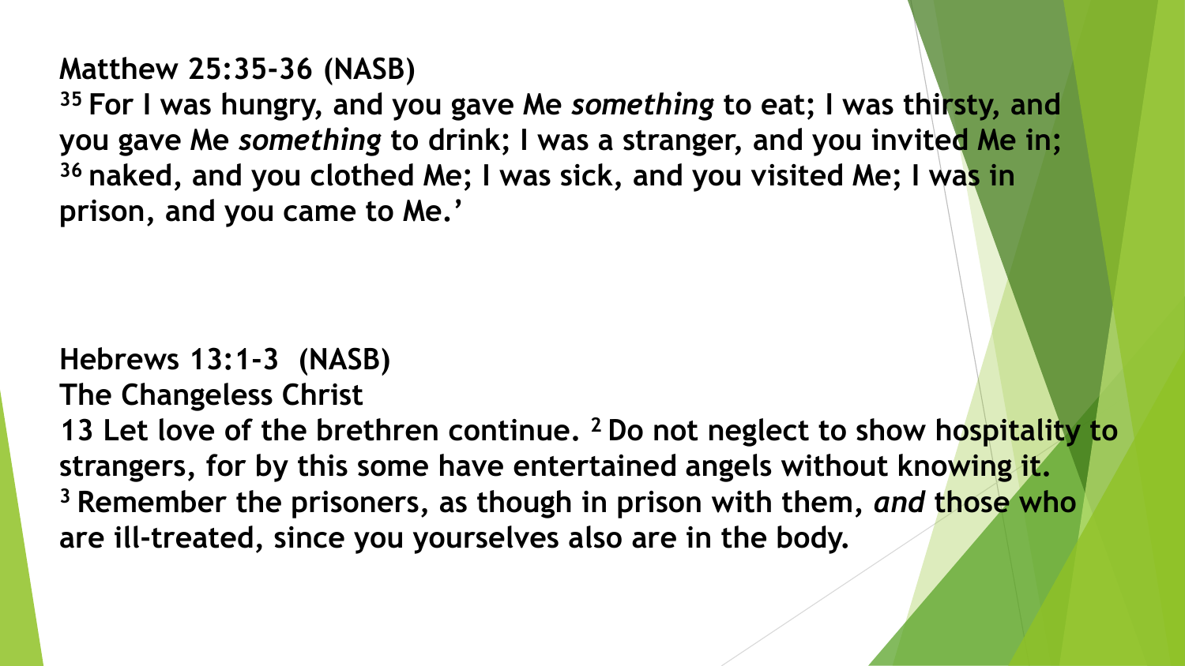**Matthew 25:35-36 (NASB)**

**[35] For I was hungry, and you gave Me *something* to eat; I was thirsty, and you gave Me *something* to drink; I was a stranger, and you invited Me in; [36] naked, and you clothed Me; I was sick, and you visited Me; I was in prison, and you came to Me.'**

**Hebrews 13:1-3 (NASB)**

**The Changeless Christ**

**13 Let love of the brethren continue. [2] Do not neglect to show hospitality to strangers, for by this some have entertained angels without knowing it. [3] Remember the prisoners, as though in prison with them, *and* those who are ill-treated, since you yourselves also are in the body.**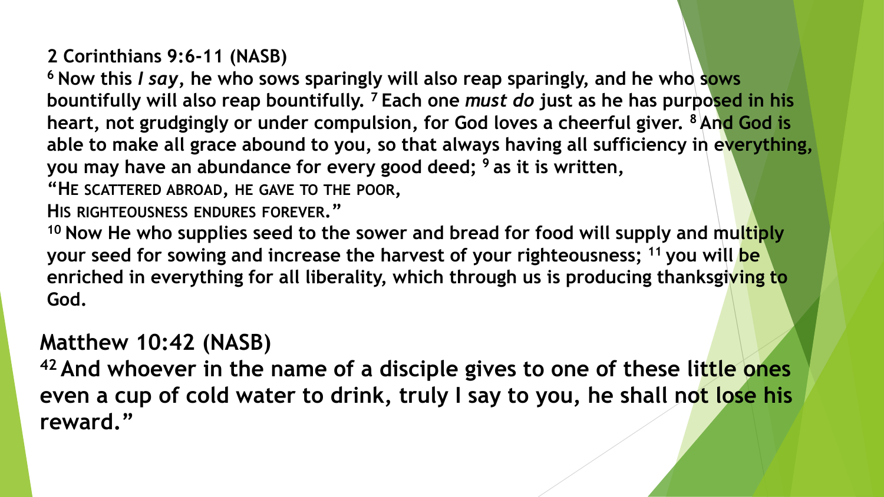**2 Corinthians 9:6-11 (NASB)**

**[6] Now this *I say*, he who sows sparingly will also reap sparingly, and he who sows bountifully will also reap bountifully. [7] Each one *must do* just as he has purposed in his heart, not grudgingly or under compulsion, for God loves a cheerful giver. [8] And God is able to make all grace abound to you, so that always having all sufficiency in everything, you may have an abundance for every good deed; [9] as it is written,**

**"HE SCATTERED ABROAD, HE GAVE TO THE POOR,**

**HIS RIGHTEOUSNESS ENDURES FOREVER."**

**[10] Now He who supplies seed to the sower and bread for food will supply and multiply your seed for sowing and increase the harvest of your righteousness; [11] you will be enriched in everything for all liberality, which through us is producing thanksgiving to God.**

## Matthew 10:42 (NASB)

**[42] And whoever in the name of a disciple gives to one of these little ones even a cup of cold water to drink, truly I say to you, he shall not lose his reward."**